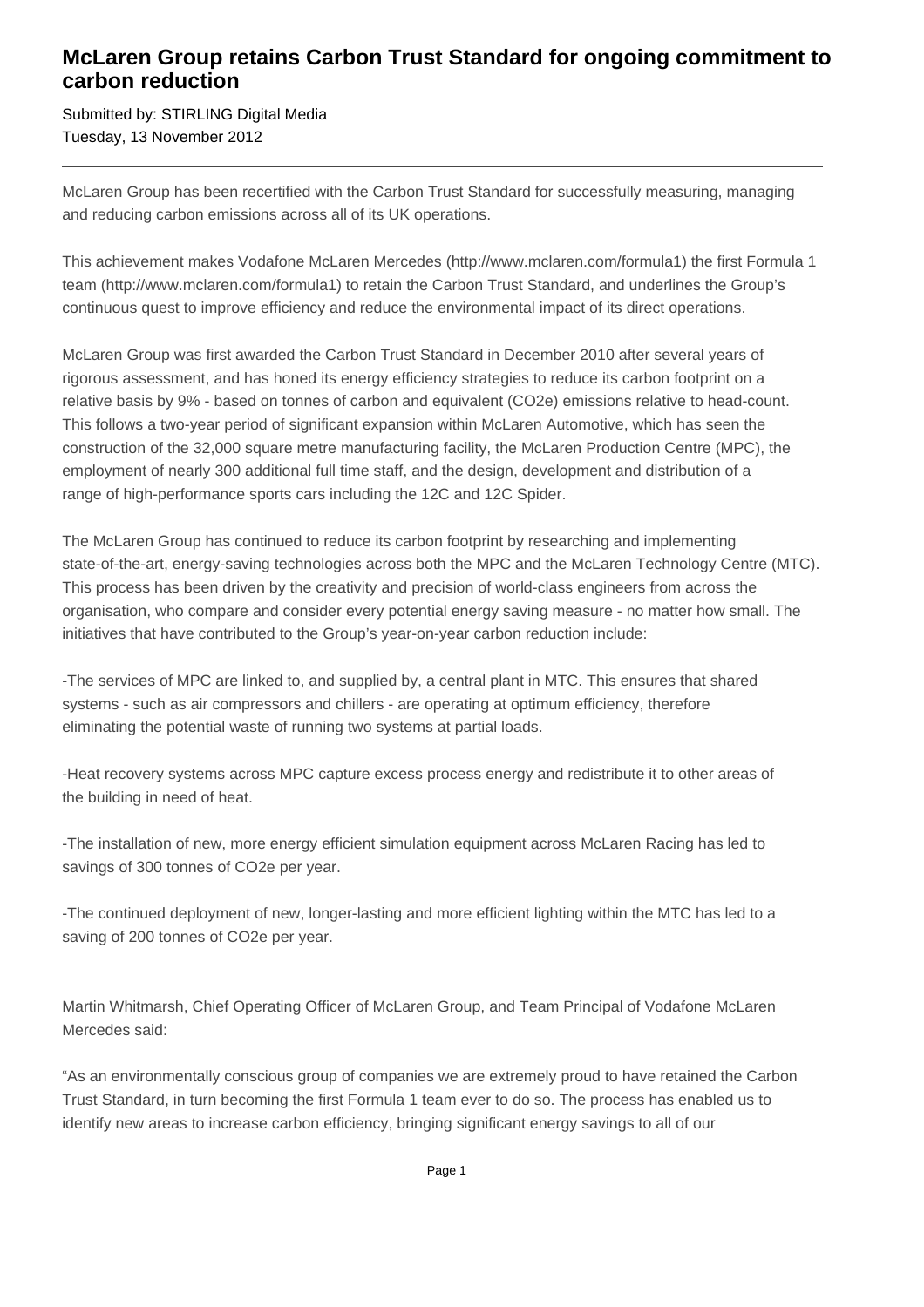# McLaren Group retains Carbon Trust Standard for ongoing commitment to carbon reduction

Submitted by: STIRLING Digital Media
Tuesday, 13 November 2012

---

McLaren Group has been recertified with the Carbon Trust Standard for successfully measuring, managing and reducing carbon emissions across all of its UK operations.

This achievement makes Vodafone McLaren Mercedes (http://www.mclaren.com/formula1) the first Formula 1 team (http://www.mclaren.com/formula1) to retain the Carbon Trust Standard, and underlines the Group's continuous quest to improve efficiency and reduce the environmental impact of its direct operations.

McLaren Group was first awarded the Carbon Trust Standard in December 2010 after several years of rigorous assessment, and has honed its energy efficiency strategies to reduce its carbon footprint on a relative basis by 9% - based on tonnes of carbon and equivalent ($CO_2e$) emissions relative to head-count. This follows a two-year period of significant expansion within McLaren Automotive, which has seen the construction of the 32,000 square metre manufacturing facility, the McLaren Production Centre (MPC), the employment of nearly 300 additional full time staff, and the design, development and distribution of a range of high-performance sports cars including the 12C and 12C Spider.

The McLaren Group has continued to reduce its carbon footprint by researching and implementing state-of-the-art, energy-saving technologies across both the MPC and the McLaren Technology Centre (MTC). This process has been driven by the creativity and precision of world-class engineers from across the organisation, who compare and consider every potential energy saving measure - no matter how small. The initiatives that have contributed to the Group's year-on-year carbon reduction include:

-The services of MPC are linked to, and supplied by, a central plant in MTC. This ensures that shared systems - such as air compressors and chillers - are operating at optimum efficiency, therefore eliminating the potential waste of running two systems at partial loads.

-Heat recovery systems across MPC capture excess process energy and redistribute it to other areas of the building in need of heat.

-The installation of new, more energy efficient simulation equipment across McLaren Racing has led to savings of 300 tonnes of $CO_2e$ per year.

-The continued deployment of new, longer-lasting and more efficient lighting within the MTC has led to a saving of 200 tonnes of $CO_2e$ per year.

Martin Whitmarsh, Chief Operating Officer of McLaren Group, and Team Principal of Vodafone McLaren Mercedes said:

"As an environmentally conscious group of companies we are extremely proud to have retained the Carbon Trust Standard, in turn becoming the first Formula 1 team ever to do so. The process has enabled us to identify new areas to increase carbon efficiency, bringing significant energy savings to all of our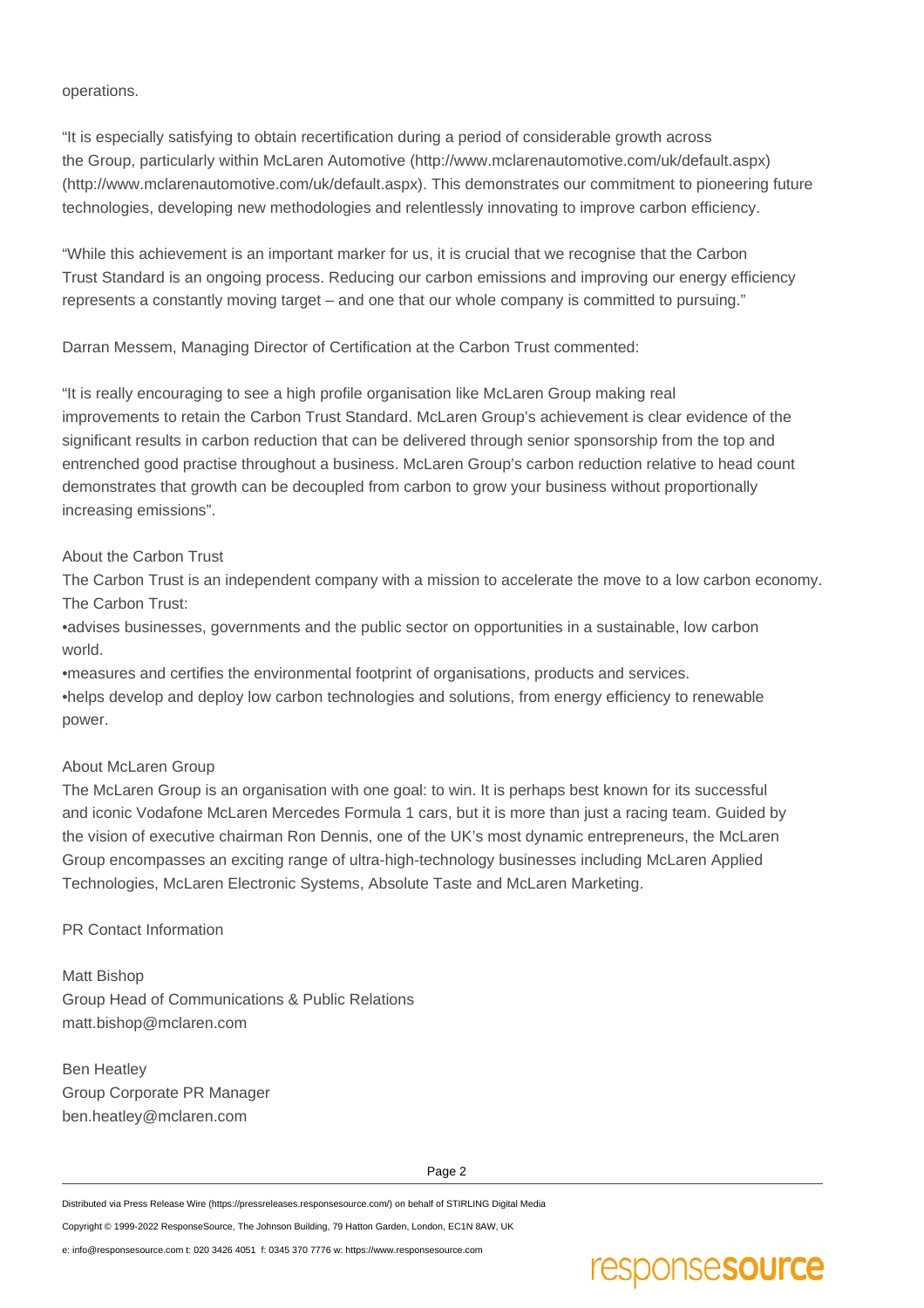operations.

"It is especially satisfying to obtain recertification during a period of considerable growth across the Group, particularly within McLaren Automotive (http://www.mclarenautomotive.com/uk/default.aspx) (http://www.mclarenautomotive.com/uk/default.aspx). This demonstrates our commitment to pioneering future technologies, developing new methodologies and relentlessly innovating to improve carbon efficiency.

"While this achievement is an important marker for us, it is crucial that we recognise that the Carbon Trust Standard is an ongoing process. Reducing our carbon emissions and improving our energy efficiency represents a constantly moving target – and one that our whole company is committed to pursuing."

Darran Messem, Managing Director of Certification at the Carbon Trust commented:

"It is really encouraging to see a high profile organisation like McLaren Group making real improvements to retain the Carbon Trust Standard. McLaren Group's achievement is clear evidence of the significant results in carbon reduction that can be delivered through senior sponsorship from the top and entrenched good practise throughout a business. McLaren Group's carbon reduction relative to head count demonstrates that growth can be decoupled from carbon to grow your business without proportionally increasing emissions".

About the Carbon Trust

The Carbon Trust is an independent company with a mission to accelerate the move to a low carbon economy. The Carbon Trust:

•advises businesses, governments and the public sector on opportunities in a sustainable, low carbon world.

•measures and certifies the environmental footprint of organisations, products and services.

•helps develop and deploy low carbon technologies and solutions, from energy efficiency to renewable power.

About McLaren Group

The McLaren Group is an organisation with one goal: to win. It is perhaps best known for its successful and iconic Vodafone McLaren Mercedes Formula 1 cars, but it is more than just a racing team. Guided by the vision of executive chairman Ron Dennis, one of the UK's most dynamic entrepreneurs, the McLaren Group encompasses an exciting range of ultra-high-technology businesses including McLaren Applied Technologies, McLaren Electronic Systems, Absolute Taste and McLaren Marketing.

PR Contact Information

Matt Bishop
Group Head of Communications & Public Relations
matt.bishop@mclaren.com

Ben Heatley
Group Corporate PR Manager
ben.heatley@mclaren.com

Distributed via Press Release Wire (https://pressreleases.responsesource.com/) on behalf of STIRLING Digital Media

Copyright © 1999-2022 ResponseSource, The Johnson Building, 79 Hatton Garden, London, EC1N 8AW, UK

e: info@responsesource.com t: 020 3426 4051 f: 0345 370 7776 w: https://www.responsesource.com